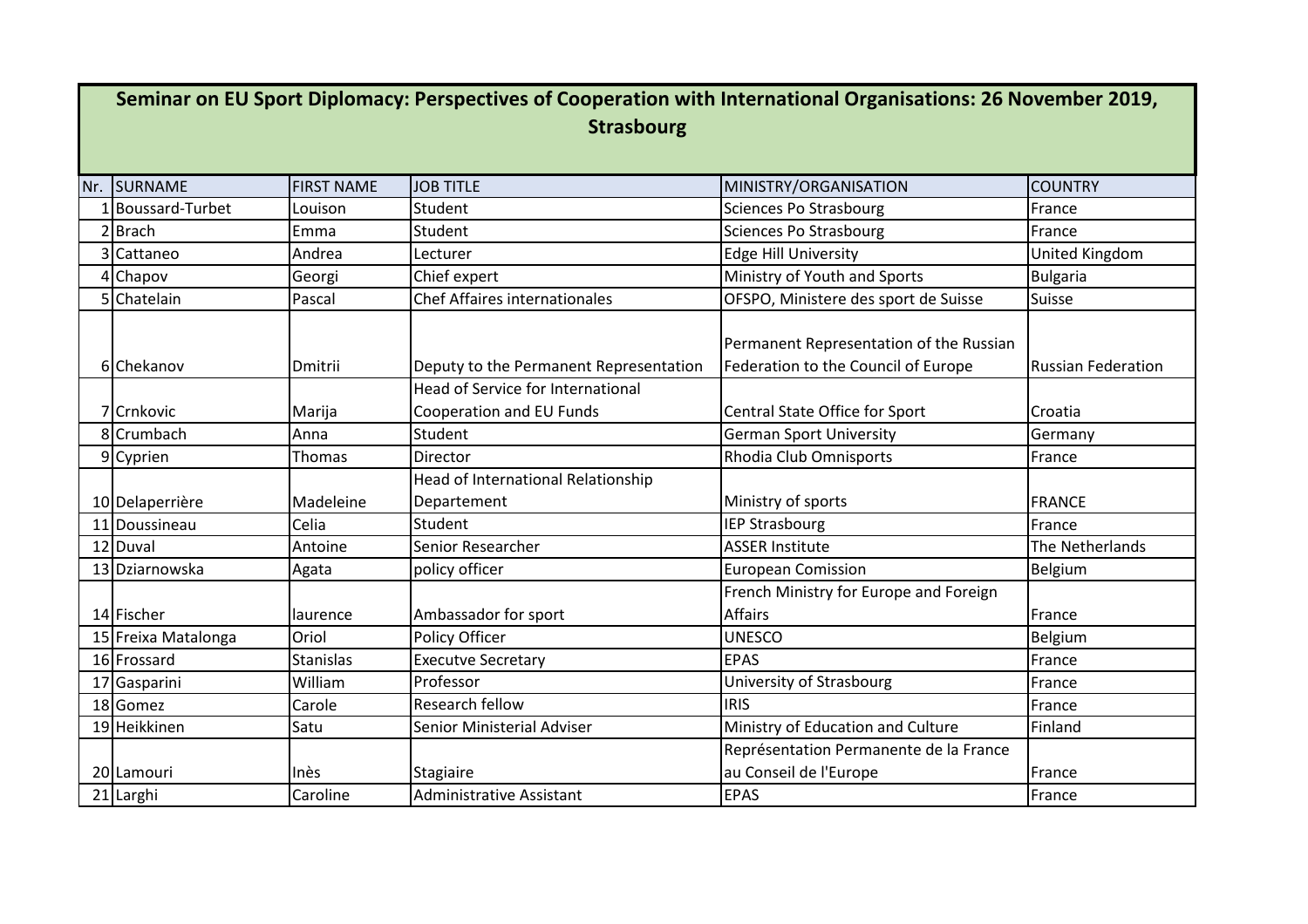# Seminar on EU Sport Diplomacy: Perspectives of Cooperation with International Organisations: 26 November 2019, Strasbourg

| Nr. | SURNAME | FIRST NAME | JOB TITLE | MINISTRY/ORGANISATION | COUNTRY |
|---|---|---|---|---|---|
| 1 | Boussard-Turbet | Louison | Student | Sciences Po Strasbourg | France |
| 2 | Brach | Emma | Student | Sciences Po Strasbourg | France |
| 3 | Cattaneo | Andrea | Lecturer | Edge Hill University | United Kingdom |
| 4 | Chapov | Georgi | Chief expert | Ministry of Youth and Sports | Bulgaria |
| 5 | Chatelain | Pascal | Chef Affaires internationales | OFSPO, Ministere des sport de Suisse | Suisse |
| 6 | Chekanov | Dmitrii | Deputy to the Permanent Representation | Permanent Representation of the Russian Federation to the Council of Europe | Russian Federation |
| 7 | Crnkovic | Marija | Head of Service for International Cooperation and EU Funds | Central State Office for Sport | Croatia |
| 8 | Crumbach | Anna | Student | German Sport University | Germany |
| 9 | Cyprien | Thomas | Director | Rhodia Club Omnisports | France |
| 10 | Delaperrière | Madeleine | Head of International Relationship Departement | Ministry of sports | FRANCE |
| 11 | Doussineau | Celia | Student | IEP Strasbourg | France |
| 12 | Duval | Antoine | Senior Researcher | ASSER Institute | The Netherlands |
| 13 | Dziarnowska | Agata | policy officer | European Comission | Belgium |
| 14 | Fischer | laurence | Ambassador for sport | French Ministry for Europe and Foreign Affairs | France |
| 15 | Freixa Matalonga | Oriol | Policy Officer | UNESCO | Belgium |
| 16 | Frossard | Stanislas | Executve Secretary | EPAS | France |
| 17 | Gasparini | William | Professor | University of Strasbourg | France |
| 18 | Gomez | Carole | Research fellow | IRIS | France |
| 19 | Heikkinen | Satu | Senior Ministerial Adviser | Ministry of Education and Culture | Finland |
| 20 | Lamouri | Inès | Stagiaire | Représentation Permanente de la France au Conseil de l'Europe | France |
| 21 | Larghi | Caroline | Administrative Assistant | EPAS | France |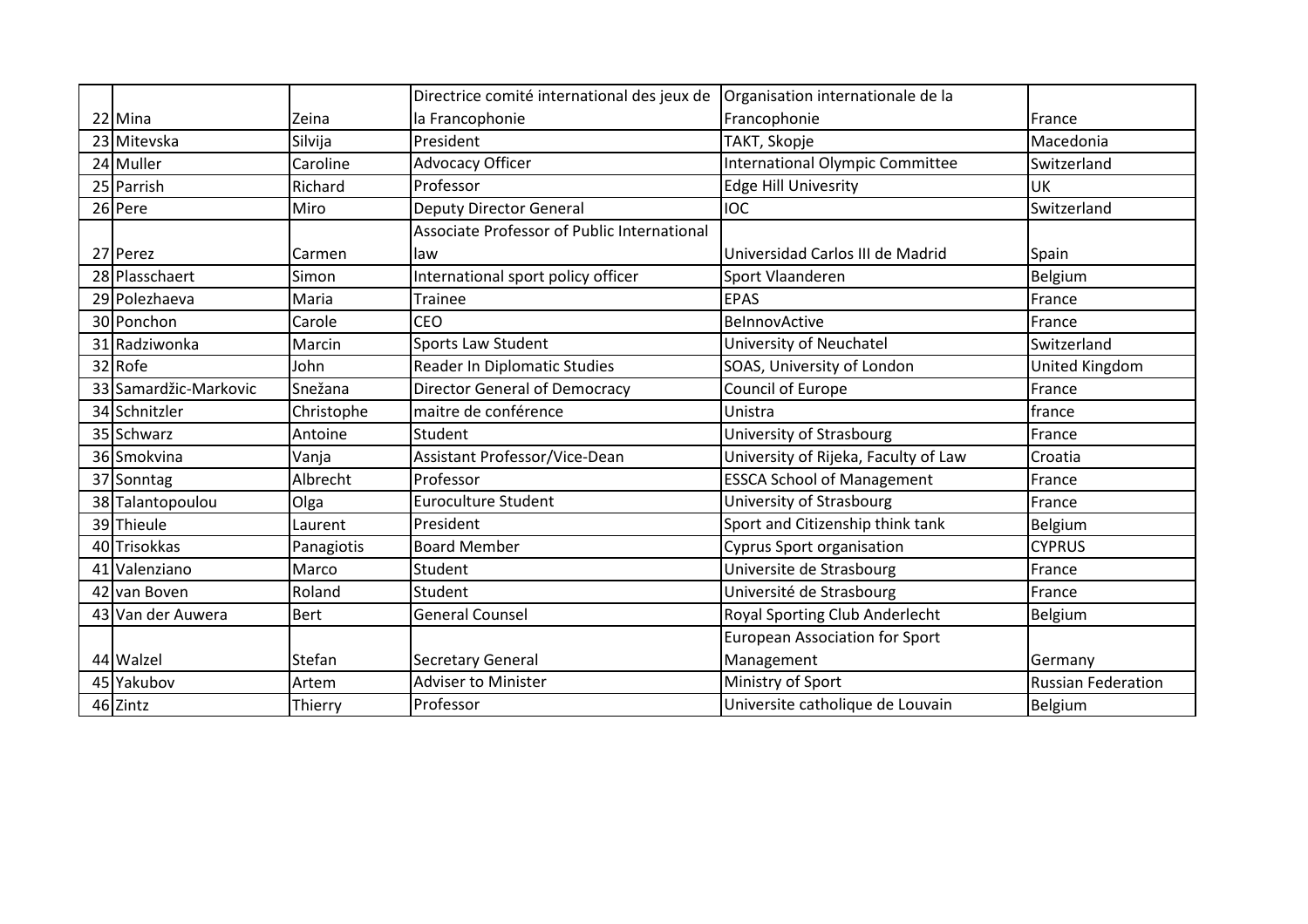| | | | | | |
|---|---|---|---|---|---|
| 22 | Mina | Zeina | Directrice comité international des jeux de la Francophonie | Organisation internationale de la Francophonie | France |
| 23 | Mitevska | Silvija | President | TAKT, Skopje | Macedonia |
| 24 | Muller | Caroline | Advocacy Officer | International Olympic Committee | Switzerland |
| 25 | Parrish | Richard | Professor | Edge Hill Univesrity | UK |
| 26 | Pere | Miro | Deputy Director General | IOC | Switzerland |
| 27 | Perez | Carmen | Associate Professor of Public International law | Universidad Carlos III de Madrid | Spain |
| 28 | Plasschaert | Simon | International sport policy officer | Sport Vlaanderen | Belgium |
| 29 | Polezhaeva | Maria | Trainee | EPAS | France |
| 30 | Ponchon | Carole | CEO | BeInnovActive | France |
| 31 | Radziwonka | Marcin | Sports Law Student | University of Neuchatel | Switzerland |
| 32 | Rofe | John | Reader In Diplomatic Studies | SOAS, University of London | United Kingdom |
| 33 | Samardžic-Markovic | Snežana | Director General of Democracy | Council of Europe | France |
| 34 | Schnitzler | Christophe | maitre de conférence | Unistra | france |
| 35 | Schwarz | Antoine | Student | University of Strasbourg | France |
| 36 | Smokvina | Vanja | Assistant Professor/Vice-Dean | University of Rijeka, Faculty of Law | Croatia |
| 37 | Sonntag | Albrecht | Professor | ESSCA School of Management | France |
| 38 | Talantopoulou | Olga | Euroculture Student | University of Strasbourg | France |
| 39 | Thieule | Laurent | President | Sport and Citizenship think tank | Belgium |
| 40 | Trisokkas | Panagiotis | Board Member | Cyprus Sport organisation | CYPRUS |
| 41 | Valenziano | Marco | Student | Universite de Strasbourg | France |
| 42 | van Boven | Roland | Student | Université de Strasbourg | France |
| 43 | Van der Auwera | Bert | General Counsel | Royal Sporting Club Anderlecht | Belgium |
| 44 | Walzel | Stefan | Secretary General | European Association for Sport Management | Germany |
| 45 | Yakubov | Artem | Adviser to Minister | Ministry of Sport | Russian Federation |
| 46 | Zintz | Thierry | Professor | Universite catholique de Louvain | Belgium |